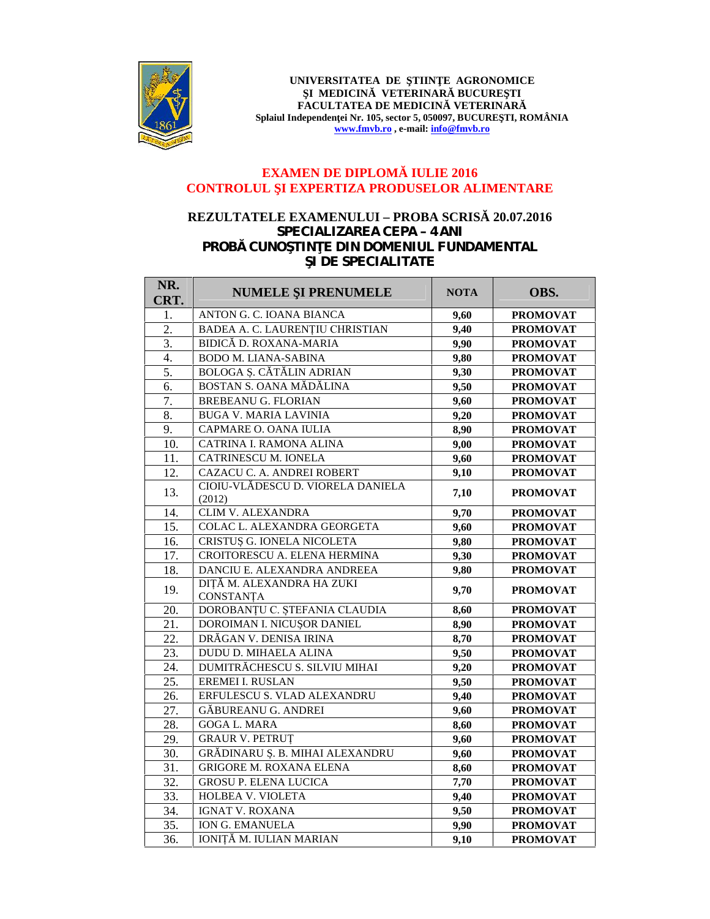**UNIVERSITATEA DE ŞTIINŢE AGRONOMICE ŞI MEDICINĂ VETERINARĂ BUCUREŞTI**
**FACULTATEA DE MEDICINĂ VETERINARĂ**
**Splaiul Independenţei Nr. 105, sector 5, 050097, BUCUREŞTI, ROMÂNIA**
**www.fmvb.ro , e-mail: info@fmvb.ro**

## EXAMEN DE DIPLOMĂ IULIE 2016
## CONTROLUL ŞI EXPERTIZA PRODUSELOR ALIMENTARE

### REZULTATELE EXAMENULUI – PROBA SCRISĂ 20.07.2016
### SPECIALIZAREA CEPA – 4 ANI
### PROBĂ CUNOŞTINŢE DIN DOMENIUL FUNDAMENTAL ŞI DE SPECIALITATE

| NR. CRT. | NUMELE ŞI PRENUMELE | NOTA | OBS. |
|---|---|---|---|
| 1. | ANTON G. C. IOANA BIANCA | 9,60 | PROMOVAT |
| 2. | BADEA A. C. LAURENȚIU CHRISTIAN | 9,40 | PROMOVAT |
| 3. | BIDICĂ D. ROXANA-MARIA | 9,90 | PROMOVAT |
| 4. | BODO M. LIANA-SABINA | 9,80 | PROMOVAT |
| 5. | BOLOGA Ș. CĂTĂLIN ADRIAN | 9,30 | PROMOVAT |
| 6. | BOSTAN S. OANA MĂDĂLINA | 9,50 | PROMOVAT |
| 7. | BREBEANU G. FLORIAN | 9,60 | PROMOVAT |
| 8. | BUGA V. MARIA LAVINIA | 9,20 | PROMOVAT |
| 9. | CAPMARE O. OANA IULIA | 8,90 | PROMOVAT |
| 10. | CATRINA I. RAMONA ALINA | 9,00 | PROMOVAT |
| 11. | CATRINESCU M. IONELA | 9,60 | PROMOVAT |
| 12. | CAZACU C. A. ANDREI ROBERT | 9,10 | PROMOVAT |
| 13. | CIOIU-VLĂDESCU D. VIORELA DANIELA (2012) | 7,10 | PROMOVAT |
| 14. | CLIM V. ALEXANDRA | 9,70 | PROMOVAT |
| 15. | COLAC L. ALEXANDRA GEORGETA | 9,60 | PROMOVAT |
| 16. | CRISTUȘ G. IONELA NICOLETA | 9,80 | PROMOVAT |
| 17. | CROITORESCU A. ELENA HERMINA | 9,30 | PROMOVAT |
| 18. | DANCIU E. ALEXANDRA ANDREEA | 9,80 | PROMOVAT |
| 19. | DIȚĂ M. ALEXANDRA HA ZUKI CONSTANȚA | 9,70 | PROMOVAT |
| 20. | DOROBANȚU C. ȘTEFANIA CLAUDIA | 8,60 | PROMOVAT |
| 21. | DOROIMAN I. NICUȘOR DANIEL | 8,90 | PROMOVAT |
| 22. | DRĂGAN V. DENISA IRINA | 8,70 | PROMOVAT |
| 23. | DUDU D. MIHAELA ALINA | 9,50 | PROMOVAT |
| 24. | DUMITRĂCHESCU S. SILVIU MIHAI | 9,20 | PROMOVAT |
| 25. | EREMEI I. RUSLAN | 9,50 | PROMOVAT |
| 26. | ERFULESCU S. VLAD ALEXANDRU | 9,40 | PROMOVAT |
| 27. | GĂBUREANU G. ANDREI | 9,60 | PROMOVAT |
| 28. | GOGA L. MARA | 8,60 | PROMOVAT |
| 29. | GRAUR V. PETRUȚ | 9,60 | PROMOVAT |
| 30. | GRĂDINARU Ș. B. MIHAI ALEXANDRU | 9,60 | PROMOVAT |
| 31. | GRIGORE M. ROXANA ELENA | 8,60 | PROMOVAT |
| 32. | GROSU P. ELENA LUCICA | 7,70 | PROMOVAT |
| 33. | HOLBEA V. VIOLETA | 9,40 | PROMOVAT |
| 34. | IGNAT V. ROXANA | 9,50 | PROMOVAT |
| 35. | ION G. EMANUELA | 9,90 | PROMOVAT |
| 36. | IONIȚĂ M. IULIAN MARIAN | 9,10 | PROMOVAT |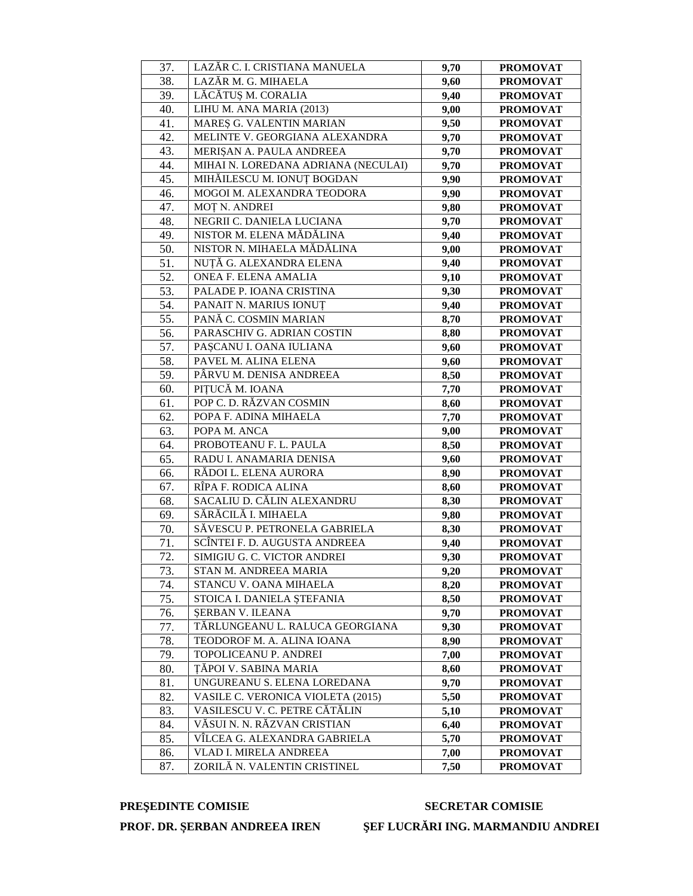| | | | |
|---|---|---|---|
| 37. | LAZĂR C. I. CRISTIANA MANUELA | **9,70** | **PROMOVAT** |
| 38. | LAZĂR M. G. MIHAELA | **9,60** | **PROMOVAT** |
| 39. | LĂCĂTUȘ M. CORALIA | **9,40** | **PROMOVAT** |
| 40. | LIHU M. ANA MARIA (2013) | **9,00** | **PROMOVAT** |
| 41. | MAREȘ G. VALENTIN MARIAN | **9,50** | **PROMOVAT** |
| 42. | MELINTE V. GEORGIANA ALEXANDRA | **9,70** | **PROMOVAT** |
| 43. | MERIȘAN A. PAULA ANDREEA | **9,70** | **PROMOVAT** |
| 44. | MIHAI N. LOREDANA ADRIANA (NECULAI) | **9,70** | **PROMOVAT** |
| 45. | MIHĂILESCU M. IONUȚ BOGDAN | **9,90** | **PROMOVAT** |
| 46. | MOGOI M. ALEXANDRA TEODORA | **9,90** | **PROMOVAT** |
| 47. | MOȚ N. ANDREI | **9,80** | **PROMOVAT** |
| 48. | NEGRII C. DANIELA LUCIANA | **9,70** | **PROMOVAT** |
| 49. | NISTOR M. ELENA MĂDĂLINA | **9,40** | **PROMOVAT** |
| 50. | NISTOR N. MIHAELA MĂDĂLINA | **9,00** | **PROMOVAT** |
| 51. | NUȚĂ G. ALEXANDRA ELENA | **9,40** | **PROMOVAT** |
| 52. | ONEA F. ELENA AMALIA | **9,10** | **PROMOVAT** |
| 53. | PALADE P. IOANA CRISTINA | **9,30** | **PROMOVAT** |
| 54. | PANAIT N. MARIUS IONUȚ | **9,40** | **PROMOVAT** |
| 55. | PANĂ C. COSMIN MARIAN | **8,70** | **PROMOVAT** |
| 56. | PARASCHIV G. ADRIAN COSTIN | **8,80** | **PROMOVAT** |
| 57. | PAȘCANU I. OANA IULIANA | **9,60** | **PROMOVAT** |
| 58. | PAVEL M. ALINA ELENA | **9,60** | **PROMOVAT** |
| 59. | PÂRVU M. DENISA ANDREEA | **8,50** | **PROMOVAT** |
| 60. | PIȚUCĂ M. IOANA | **7,70** | **PROMOVAT** |
| 61. | POP C. D. RĂZVAN COSMIN | **8,60** | **PROMOVAT** |
| 62. | POPA F. ADINA MIHAELA | **7,70** | **PROMOVAT** |
| 63. | POPA M. ANCA | **9,00** | **PROMOVAT** |
| 64. | PROBOTEANU F. L. PAULA | **8,50** | **PROMOVAT** |
| 65. | RADU I. ANAMARIA DENISA | **9,60** | **PROMOVAT** |
| 66. | RĂDOI L. ELENA AURORA | **8,90** | **PROMOVAT** |
| 67. | RÎPA F. RODICA ALINA | **8,60** | **PROMOVAT** |
| 68. | SACALIU D. CĂLIN ALEXANDRU | **8,30** | **PROMOVAT** |
| 69. | SĂRĂCILĂ I. MIHAELA | **9,80** | **PROMOVAT** |
| 70. | SĂVESCU P. PETRONELA GABRIELA | **8,30** | **PROMOVAT** |
| 71. | SCÎNTEI F. D. AUGUSTA ANDREEA | **9,40** | **PROMOVAT** |
| 72. | SIMIGIU G. C. VICTOR ANDREI | **9,30** | **PROMOVAT** |
| 73. | STAN M. ANDREEA MARIA | **9,20** | **PROMOVAT** |
| 74. | STANCU V. OANA MIHAELA | **8,20** | **PROMOVAT** |
| 75. | STOICA I. DANIELA ȘTEFANIA | **8,50** | **PROMOVAT** |
| 76. | ȘERBAN V. ILEANA | **9,70** | **PROMOVAT** |
| 77. | TĂRLUNGEANU L. RALUCA GEORGIANA | **9,30** | **PROMOVAT** |
| 78. | TEODOROF M. A. ALINA IOANA | **8,90** | **PROMOVAT** |
| 79. | TOPOLICEANU P. ANDREI | **7,00** | **PROMOVAT** |
| 80. | ȚĂPOI V. SABINA MARIA | **8,60** | **PROMOVAT** |
| 81. | UNGUREANU S. ELENA LOREDANA | **9,70** | **PROMOVAT** |
| 82. | VASILE C. VERONICA VIOLETA (2015) | **5,50** | **PROMOVAT** |
| 83. | VASILESCU V. C. PETRE CĂTĂLIN | **5,10** | **PROMOVAT** |
| 84. | VĂSUI N. N. RĂZVAN CRISTIAN | **6,40** | **PROMOVAT** |
| 85. | VÎLCEA G. ALEXANDRA GABRIELA | **5,70** | **PROMOVAT** |
| 86. | VLAD I. MIRELA ANDREEA | **7,00** | **PROMOVAT** |
| 87. | ZORILĂ N. VALENTIN CRISTINEL | **7,50** | **PROMOVAT** |

**PREŞEDINTE COMISIE**

**PROF. DR. ŞERBAN ANDREEA IREN**

**SECRETAR COMISIE**

**ŞEF LUCRĂRI ING. MARMANDIU ANDREI**